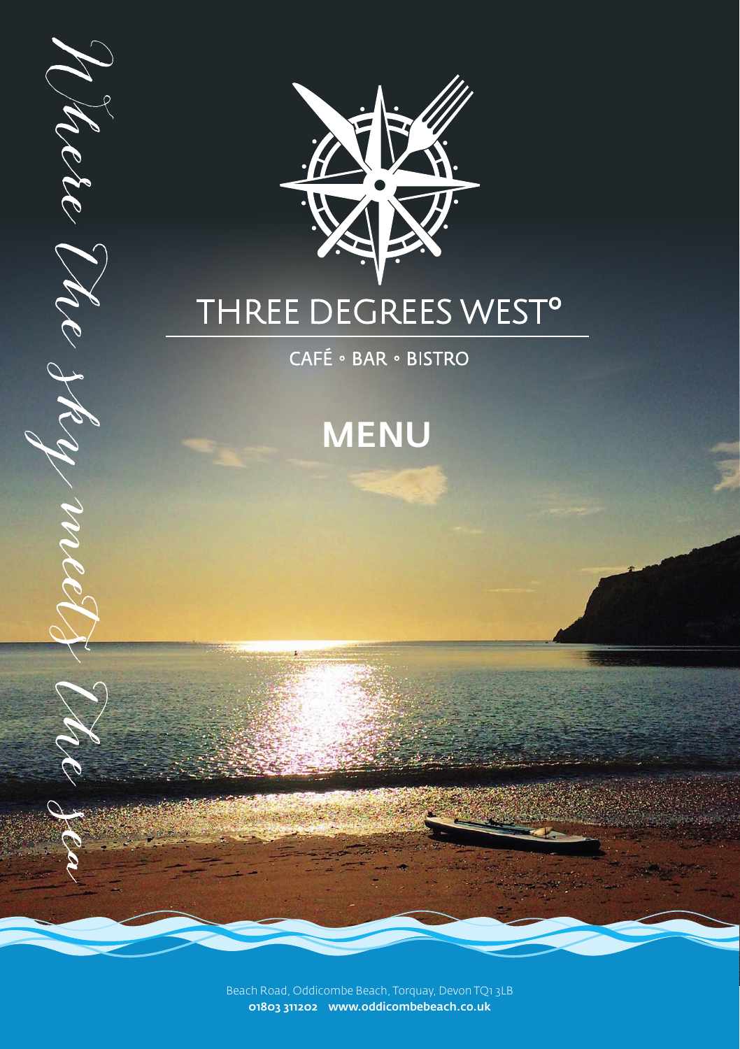*Where the sky meets the sea*

# THREE DEGREES WEST°

CAFÉ ◦ BAR ◦ BISTRO

## MENU

Beach Road, Oddicombe Beach, Torquay, Devon TQ1 3LB
**01803 311202 www.oddicombebeach.co.uk**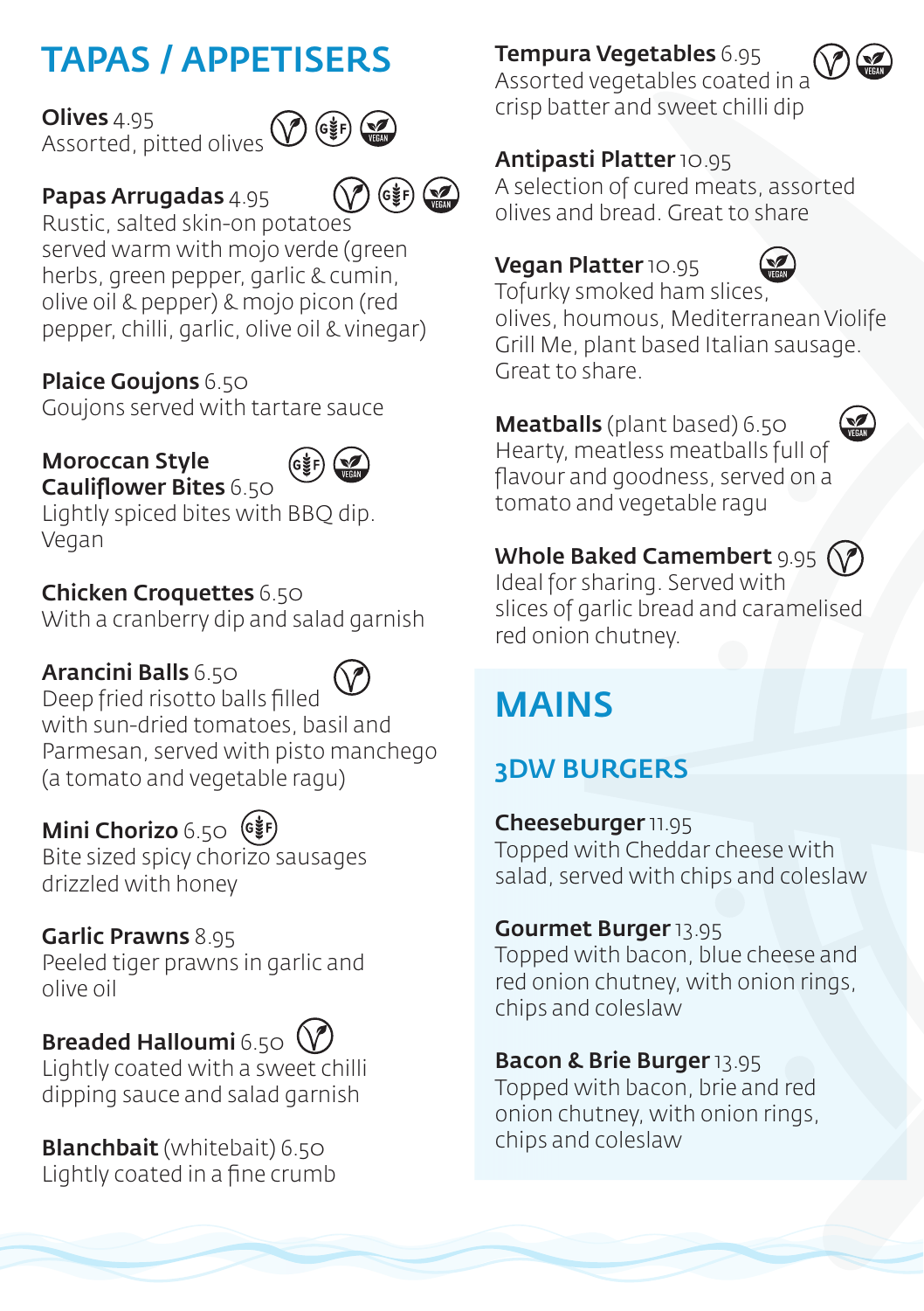# TAPAS / APPETISERS

**Olives** 4.95
Assorted, pitted olives

**Papas Arrugadas** 4.95
Rustic, salted skin-on potatoes served warm with mojo verde (green herbs, green pepper, garlic & cumin, olive oil & pepper) & mojo picon (red pepper, chilli, garlic, olive oil & vinegar)

**Plaice Goujons** 6.50
Goujons served with tartare sauce

**Moroccan Style Cauliflower Bites** 6.50
Lightly spiced bites with BBQ dip. Vegan

**Chicken Croquettes** 6.50
With a cranberry dip and salad garnish

**Arancini Balls** 6.50
Deep fried risotto balls filled with sun-dried tomatoes, basil and Parmesan, served with pisto manchego (a tomato and vegetable ragu)

**Mini Chorizo** 6.50
Bite sized spicy chorizo sausages drizzled with honey

**Garlic Prawns** 8.95
Peeled tiger prawns in garlic and olive oil

**Breaded Halloumi** 6.50
Lightly coated with a sweet chilli dipping sauce and salad garnish

**Blanchbait** (whitebait) 6.50
Lightly coated in a fine crumb

**Tempura Vegetables** 6.95
Assorted vegetables coated in a crisp batter and sweet chilli dip

**Antipasti Platter** 10.95
A selection of cured meats, assorted olives and bread. Great to share

**Vegan Platter** 10.95
Tofurky smoked ham slices, olives, houmous, Mediterranean Violife Grill Me, plant based Italian sausage. Great to share.

**Meatballs** (plant based) 6.50
Hearty, meatless meatballs full of flavour and goodness, served on a tomato and vegetable ragu

**Whole Baked Camembert** 9.95
Ideal for sharing. Served with slices of garlic bread and caramelised red onion chutney.

# MAINS

## 3DW BURGERS

**Cheeseburger** 11.95
Topped with Cheddar cheese with salad, served with chips and coleslaw

**Gourmet Burger** 13.95
Topped with bacon, blue cheese and red onion chutney, with onion rings, chips and coleslaw

**Bacon & Brie Burger** 13.95
Topped with bacon, brie and red onion chutney, with onion rings, chips and coleslaw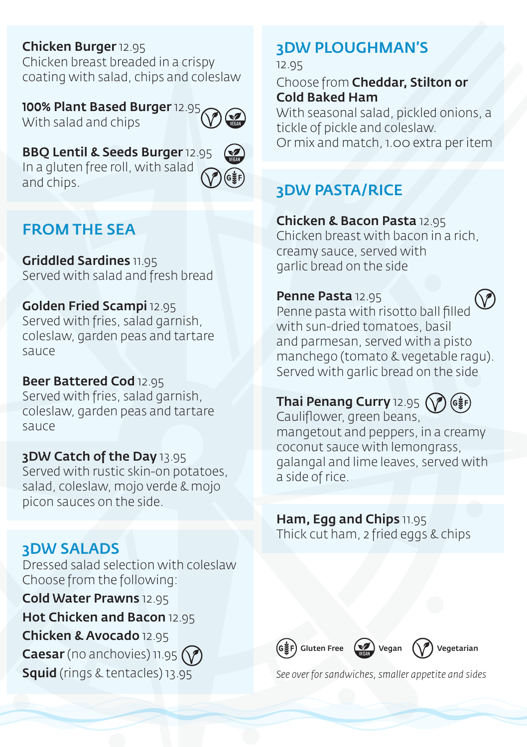**Chicken Burger** 12.95
Chicken breast breaded in a crispy coating with salad, chips and coleslaw

**100% Plant Based Burger** 12.95 (Vegetarian) (Vegan)
With salad and chips

**BBQ Lentil & Seeds Burger** 12.95 (Vegan) (Vegetarian) (Gluten Free)
In a gluten free roll, with salad and chips.

## FROM THE SEA

**Griddled Sardines** 11.95
Served with salad and fresh bread

**Golden Fried Scampi** 12.95
Served with fries, salad garnish, coleslaw, garden peas and tartare sauce

**Beer Battered Cod** 12.95
Served with fries, salad garnish, coleslaw, garden peas and tartare sauce

**3DW Catch of the Day** 13.95
Served with rustic skin-on potatoes, salad, coleslaw, mojo verde & mojo picon sauces on the side.

## 3DW SALADS

Dressed salad selection with coleslaw
Choose from the following:

**Cold Water Prawns** 12.95
**Hot Chicken and Bacon** 12.95
**Chicken & Avocado** 12.95
**Caesar** (no anchovies) 11.95 (Vegetarian)
**Squid** (rings & tentacles) 13.95

## 3DW PLOUGHMAN'S

12.95

Choose from **Cheddar, Stilton or Cold Baked Ham**
With seasonal salad, pickled onions, a tickle of pickle and coleslaw.
Or mix and match, 1.00 extra per item

## 3DW PASTA/RICE

**Chicken & Bacon Pasta** 12.95
Chicken breast with bacon in a rich, creamy sauce, served with garlic bread on the side

**Penne Pasta** 12.95 (Vegetarian)
Penne pasta with risotto ball filled with sun-dried tomatoes, basil and parmesan, served with a pisto manchego (tomato & vegetable ragu). Served with garlic bread on the side

**Thai Penang Curry** 12.95 (Vegetarian) (Gluten Free)
Cauliflower, green beans, mangetout and peppers, in a creamy coconut sauce with lemongrass, galangal and lime leaves, served with a side of rice.

**Ham, Egg and Chips** 11.95
Thick cut ham, 2 fried eggs & chips

(GF) Gluten Free (Vegan) Vegan (V) Vegetarian

*See over for sandwiches, smaller appetite and sides*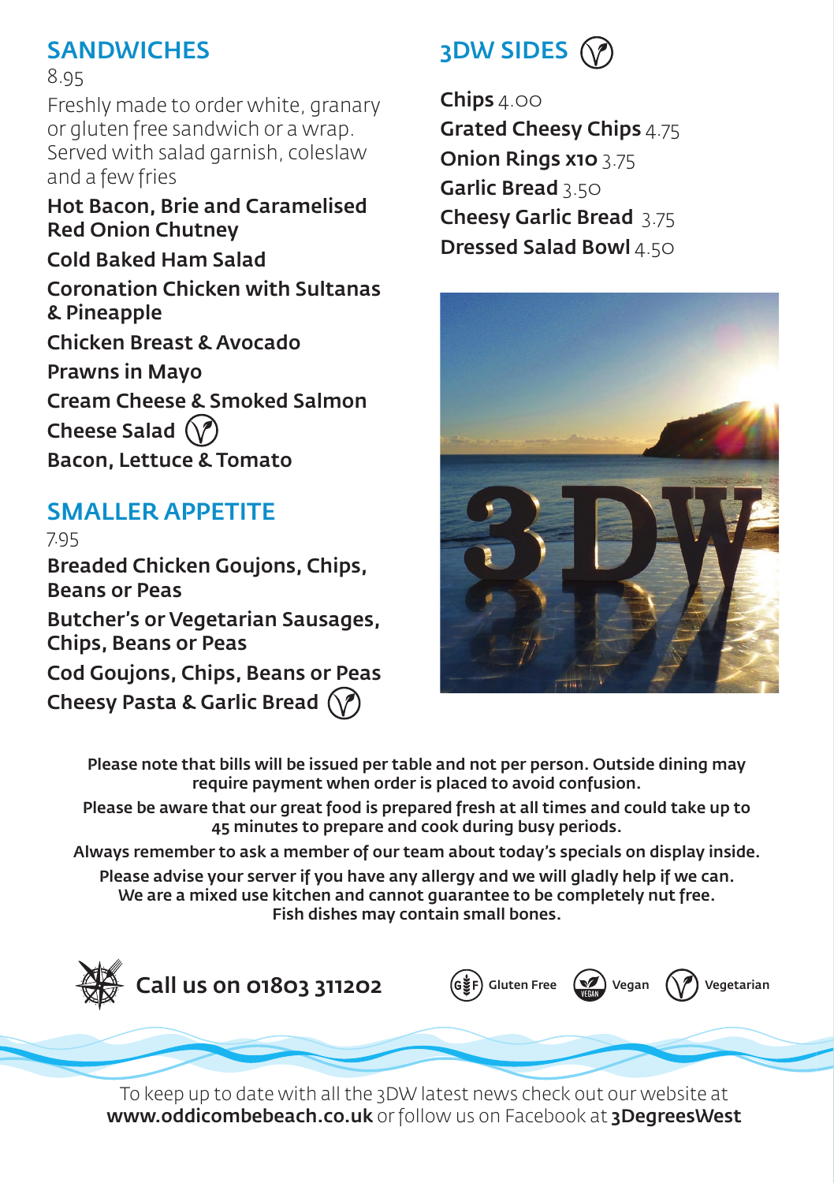## SANDWICHES

8.95

Freshly made to order white, granary or gluten free sandwich or a wrap. Served with salad garnish, coleslaw and a few fries

**Hot Bacon, Brie and Caramelised Red Onion Chutney**

**Cold Baked Ham Salad**

**Coronation Chicken with Sultanas & Pineapple**

**Chicken Breast & Avocado**

**Prawns in Mayo**

**Cream Cheese & Smoked Salmon**

**Cheese Salad** (V)

**Bacon, Lettuce & Tomato**

## SMALLER APPETITE

7.95

**Breaded Chicken Goujons, Chips, Beans or Peas**

**Butcher's or Vegetarian Sausages, Chips, Beans or Peas**

**Cod Goujons, Chips, Beans or Peas**

**Cheesy Pasta & Garlic Bread** (V)

## 3DW SIDES (V)

**Chips** 4.00

**Grated Cheesy Chips** 4.75

**Onion Rings x10** 3.75

**Garlic Bread** 3.50

**Cheesy Garlic Bread** 3.75

**Dressed Salad Bowl** 4.50

**Please note that bills will be issued per table and not per person. Outside dining may require payment when order is placed to avoid confusion.**

**Please be aware that our great food is prepared fresh at all times and could take up to 45 minutes to prepare and cook during busy periods.**

**Always remember to ask a member of our team about today's specials on display inside.**

**Please advise your server if you have any allergy and we will gladly help if we can. We are a mixed use kitchen and cannot guarantee to be completely nut free. Fish dishes may contain small bones.**

**Call us on 01803 311202**

(GF) Gluten Free (VEGAN) Vegan (V) Vegetarian

To keep up to date with all the 3DW latest news check out our website at **www.oddicombebeach.co.uk** or follow us on Facebook at **3DegreesWest**